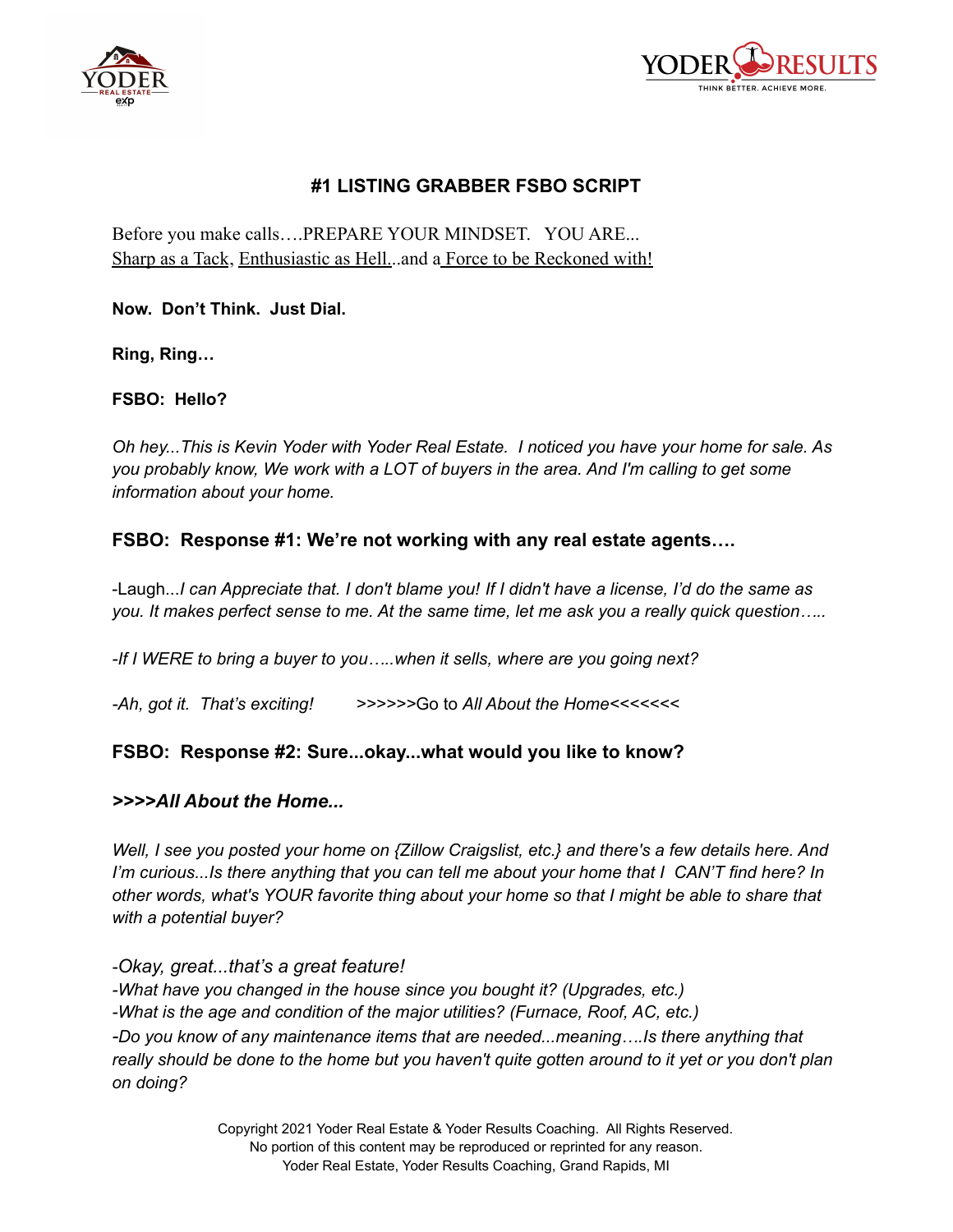# #1 LISTING GRABBER FSBO SCRIPT

Before you make calls….PREPARE YOUR MINDSET.   YOU ARE...
Sharp as a Tack, Enthusiastic as Hell...and a Force to be Reckoned with!

**Now.  Don't Think.  Just Dial.**

**Ring, Ring…**

**FSBO:  Hello?**

*Oh hey...This is Kevin Yoder with Yoder Real Estate.  I noticed you have your home for sale. As you probably know, We work with a LOT of buyers in the area. And I'm calling to get some information about your home.*

## FSBO:  Response #1: We're not working with any real estate agents….

-Laugh...*I can Appreciate that. I don't blame you! If I didn't have a license, I'd do the same as you. It makes perfect sense to me. At the same time, let me ask you a really quick question…..*

*-If I WERE to bring a buyer to you…..when it sells, where are you going next?*

*-Ah, got it.  That's exciting!*        >>>>>>Go to *All About the Home*<<<<<<<

## FSBO:  Response #2: Sure...okay...what would you like to know?

### *>>>>All About the Home...*

*Well, I see you posted your home on {Zillow Craigslist, etc.} and there's a few details here. And I'm curious...Is there anything that you can tell me about your home that I  CAN'T find here? In other words, what's YOUR favorite thing about your home so that I might be able to share that with a potential buyer?*

*-Okay, great...that's a great feature!*
*-What have you changed in the house since you bought it? (Upgrades, etc.)*
*-What is the age and condition of the major utilities? (Furnace, Roof, AC, etc.)*
*-Do you know of any maintenance items that are needed...meaning….Is there anything that really should be done to the home but you haven't quite gotten around to it yet or you don't plan on doing?*

Copyright 2021 Yoder Real Estate & Yoder Results Coaching.  All Rights Reserved.
No portion of this content may be reproduced or reprinted for any reason.
Yoder Real Estate, Yoder Results Coaching, Grand Rapids, MI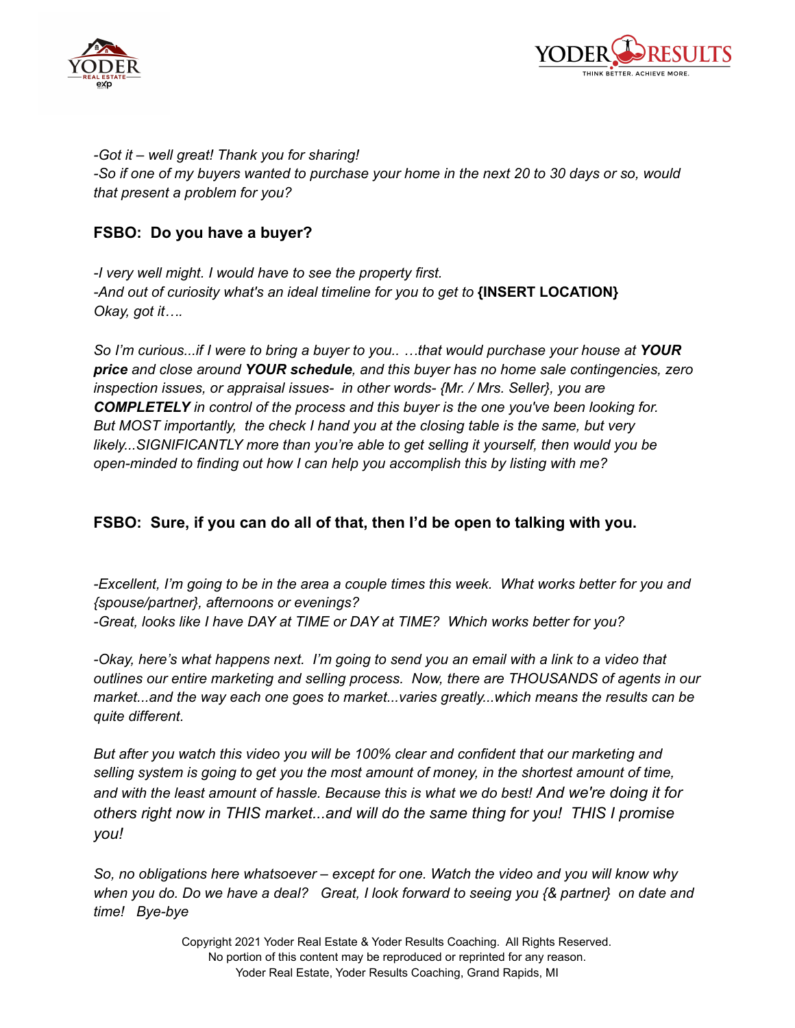*-Got it – well great! Thank you for sharing!*
*-So if one of my buyers wanted to purchase your home in the next 20 to 30 days or so, would that present a problem for you?*

**FSBO: Do you have a buyer?**

*-I very well might. I would have to see the property first.*
*-And out of curiosity what's an ideal timeline for you to get to* **{INSERT LOCATION}**
*Okay, got it….*

*So I'm curious...if I were to bring a buyer to you.. …that would purchase your house at **YOUR price** and close around **YOUR schedule**, and this buyer has no home sale contingencies, zero inspection issues, or appraisal issues- in other words- {Mr. / Mrs. Seller}, you are **COMPLETELY** in control of the process and this buyer is the one you've been looking for. But MOST importantly, the check I hand you at the closing table is the same, but very likely...SIGNIFICANTLY more than you're able to get selling it yourself, then would you be open-minded to finding out how I can help you accomplish this by listing with me?*

**FSBO: Sure, if you can do all of that, then I'd be open to talking with you.**

*-Excellent, I'm going to be in the area a couple times this week. What works better for you and {spouse/partner}, afternoons or evenings?*
*-Great, looks like I have DAY at TIME or DAY at TIME? Which works better for you?*

*-Okay, here's what happens next. I'm going to send you an email with a link to a video that outlines our entire marketing and selling process. Now, there are THOUSANDS of agents in our market...and the way each one goes to market...varies greatly...which means the results can be quite different.*

*But after you watch this video you will be 100% clear and confident that our marketing and selling system is going to get you the most amount of money, in the shortest amount of time, and with the least amount of hassle. Because this is what we do best! And we're doing it for others right now in THIS market...and will do the same thing for you! THIS I promise you!*

*So, no obligations here whatsoever – except for one. Watch the video and you will know why when you do. Do we have a deal? Great, I look forward to seeing you {& partner} on date and time! Bye-bye*

Copyright 2021 Yoder Real Estate & Yoder Results Coaching. All Rights Reserved.
No portion of this content may be reproduced or reprinted for any reason.
Yoder Real Estate, Yoder Results Coaching, Grand Rapids, MI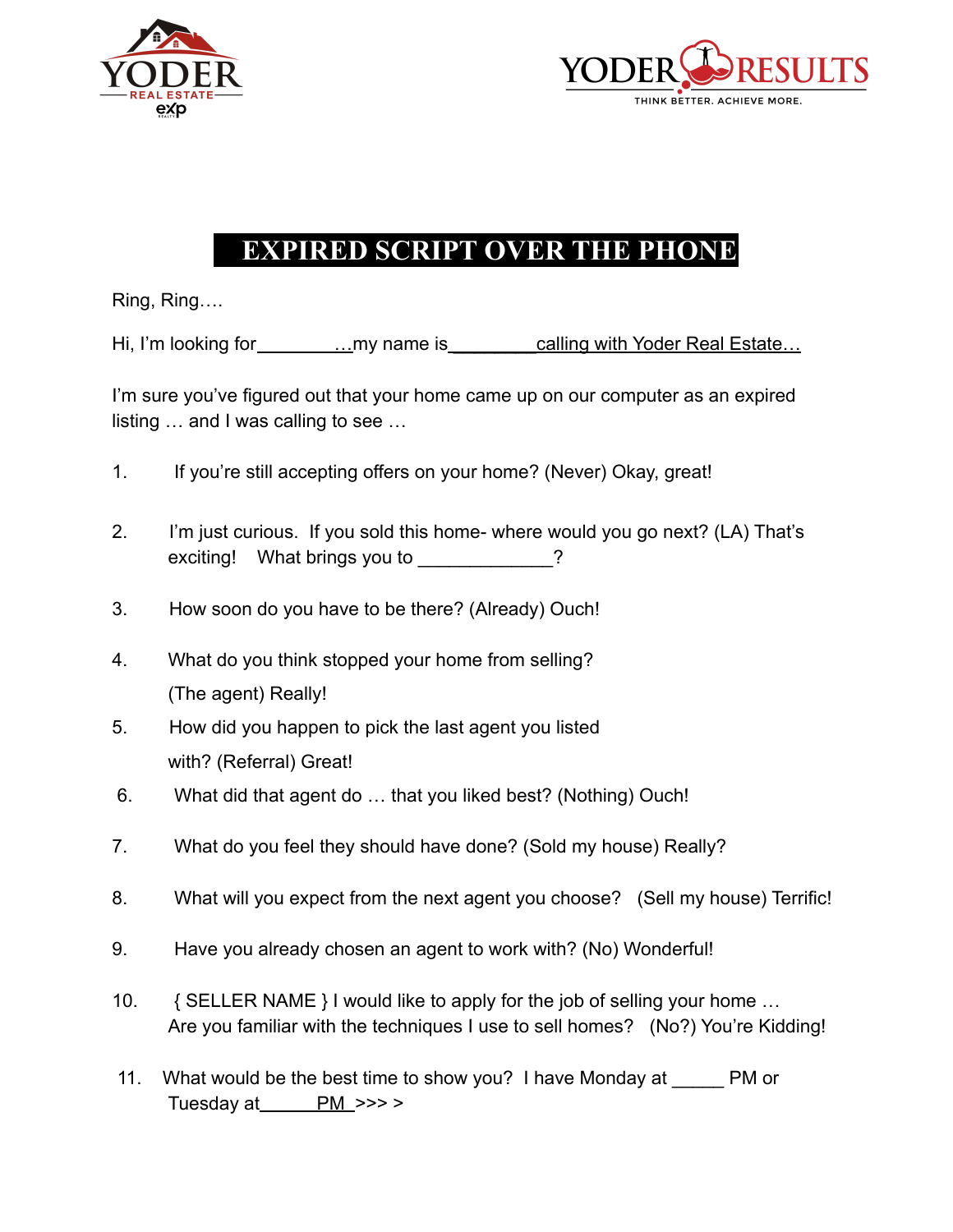# EXPIRED SCRIPT OVER THE PHONE

Ring, Ring….

Hi, I'm looking for_________…my name is_________calling with Yoder Real Estate…

I'm sure you've figured out that your home came up on our computer as an expired listing … and I was calling to see …

1. If you're still accepting offers on your home? (Never) Okay, great!

2. I'm just curious. If you sold this home- where would you go next? (LA) That's exciting! What brings you to _____________?

3. How soon do you have to be there? (Already) Ouch!

4. What do you think stopped your home from selling?
   (The agent) Really!

5. How did you happen to pick the last agent you listed with? (Referral) Great!

6. What did that agent do … that you liked best? (Nothing) Ouch!

7. What do you feel they should have done? (Sold my house) Really?

8. What will you expect from the next agent you choose? (Sell my house) Terrific!

9. Have you already chosen an agent to work with? (No) Wonderful!

10. { SELLER NAME } I would like to apply for the job of selling your home … Are you familiar with the techniques I use to sell homes? (No?) You're Kidding!

11. What would be the best time to show you? I have Monday at _____ PM or Tuesday at______PM >>> >